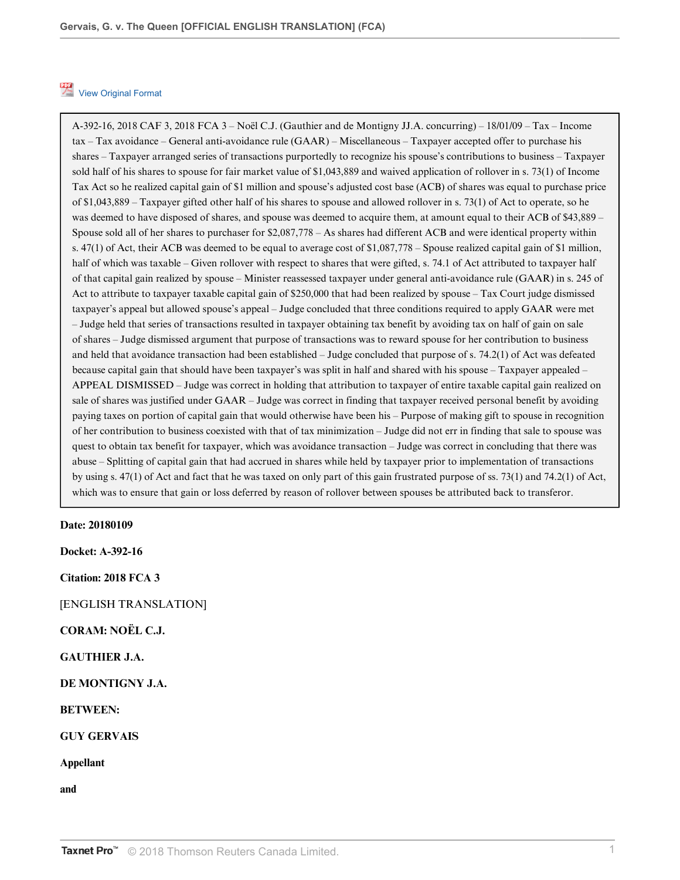View Original Format

> A-392-16, 2018 CAF 3, 2018 FCA 3 – Noël C.J. (Gauthier and de Montigny JJ.A. concurring) – 18/01/09 – Tax – Income tax – Tax avoidance – General anti-avoidance rule (GAAR) – Miscellaneous – Taxpayer accepted offer to purchase his shares – Taxpayer arranged series of transactions purportedly to recognize his spouse's contributions to business – Taxpayer sold half of his shares to spouse for fair market value of $1,043,889 and waived application of rollover in s. 73(1) of Income Tax Act so he realized capital gain of $1 million and spouse's adjusted cost base (ACB) of shares was equal to purchase price of $1,043,889 – Taxpayer gifted other half of his shares to spouse and allowed rollover in s. 73(1) of Act to operate, so he was deemed to have disposed of shares, and spouse was deemed to acquire them, at amount equal to their ACB of $43,889 – Spouse sold all of her shares to purchaser for $2,087,778 – As shares had different ACB and were identical property within s. 47(1) of Act, their ACB was deemed to be equal to average cost of $1,087,778 – Spouse realized capital gain of $1 million, half of which was taxable – Given rollover with respect to shares that were gifted, s. 74.1 of Act attributed to taxpayer half of that capital gain realized by spouse – Minister reassessed taxpayer under general anti-avoidance rule (GAAR) in s. 245 of Act to attribute to taxpayer taxable capital gain of $250,000 that had been realized by spouse – Tax Court judge dismissed taxpayer's appeal but allowed spouse's appeal – Judge concluded that three conditions required to apply GAAR were met – Judge held that series of transactions resulted in taxpayer obtaining tax benefit by avoiding tax on half of gain on sale of shares – Judge dismissed argument that purpose of transactions was to reward spouse for her contribution to business and held that avoidance transaction had been established – Judge concluded that purpose of s. 74.2(1) of Act was defeated because capital gain that should have been taxpayer's was split in half and shared with his spouse – Taxpayer appealed – APPEAL DISMISSED – Judge was correct in holding that attribution to taxpayer of entire taxable capital gain realized on sale of shares was justified under GAAR – Judge was correct in finding that taxpayer received personal benefit by avoiding paying taxes on portion of capital gain that would otherwise have been his – Purpose of making gift to spouse in recognition of her contribution to business coexisted with that of tax minimization – Judge did not err in finding that sale to spouse was quest to obtain tax benefit for taxpayer, which was avoidance transaction – Judge was correct in concluding that there was abuse – Splitting of capital gain that had accrued in shares while held by taxpayer prior to implementation of transactions by using s. 47(1) of Act and fact that he was taxed on only part of this gain frustrated purpose of ss. 73(1) and 74.2(1) of Act, which was to ensure that gain or loss deferred by reason of rollover between spouses be attributed back to transferor.

**Date: 20180109**

**Docket: A-392-16**

**Citation: 2018 FCA 3**

[ENGLISH TRANSLATION]

**CORAM: NOËL C.J.**

**GAUTHIER J.A.**

**DE MONTIGNY J.A.**

**BETWEEN:**

**GUY GERVAIS**

**Appellant**

**and**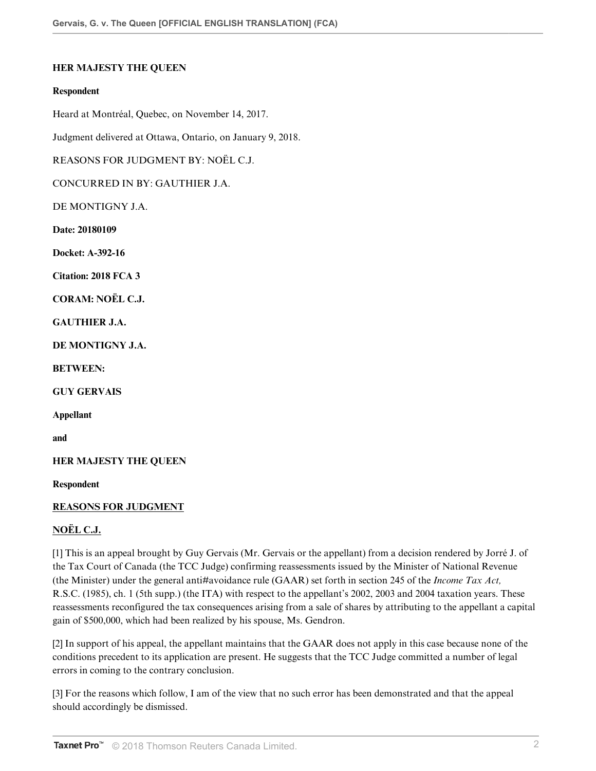**HER MAJESTY THE QUEEN**

**Respondent**

Heard at Montréal, Quebec, on November 14, 2017.

Judgment delivered at Ottawa, Ontario, on January 9, 2018.

REASONS FOR JUDGMENT BY: NOËL C.J.

CONCURRED IN BY: GAUTHIER J.A.

DE MONTIGNY J.A.

**Date: 20180109**

**Docket: A-392-16**

**Citation: 2018 FCA 3**

**CORAM: NOËL C.J.**

**GAUTHIER J.A.**

**DE MONTIGNY J.A.**

**BETWEEN:**

**GUY GERVAIS**

**Appellant**

**and**

**HER MAJESTY THE QUEEN**

**Respondent**

**REASONS FOR JUDGMENT**

**NOËL C.J.**

[1] This is an appeal brought by Guy Gervais (Mr. Gervais or the appellant) from a decision rendered by Jorré J. of the Tax Court of Canada (the TCC Judge) confirming reassessments issued by the Minister of National Revenue (the Minister) under the general anti#avoidance rule (GAAR) set forth in section 245 of the *Income Tax Act,* R.S.C. (1985), ch. 1 (5th supp.) (the ITA) with respect to the appellant's 2002, 2003 and 2004 taxation years. These reassessments reconfigured the tax consequences arising from a sale of shares by attributing to the appellant a capital gain of $500,000, which had been realized by his spouse, Ms. Gendron.

[2] In support of his appeal, the appellant maintains that the GAAR does not apply in this case because none of the conditions precedent to its application are present. He suggests that the TCC Judge committed a number of legal errors in coming to the contrary conclusion.

[3] For the reasons which follow, I am of the view that no such error has been demonstrated and that the appeal should accordingly be dismissed.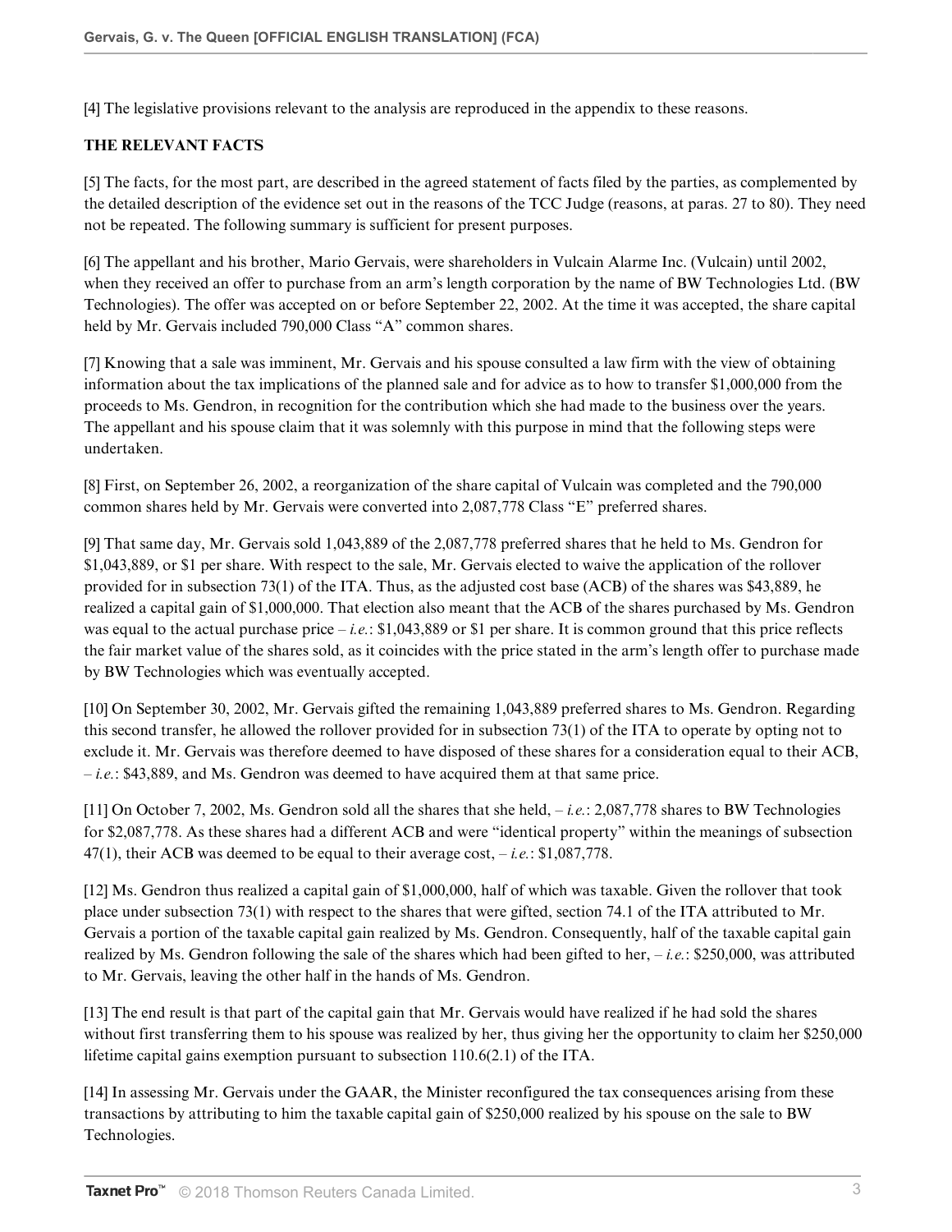[4] The legislative provisions relevant to the analysis are reproduced in the appendix to these reasons.

**THE RELEVANT FACTS**

[5] The facts, for the most part, are described in the agreed statement of facts filed by the parties, as complemented by the detailed description of the evidence set out in the reasons of the TCC Judge (reasons, at paras. 27 to 80). They need not be repeated. The following summary is sufficient for present purposes.

[6] The appellant and his brother, Mario Gervais, were shareholders in Vulcain Alarme Inc. (Vulcain) until 2002, when they received an offer to purchase from an arm's length corporation by the name of BW Technologies Ltd. (BW Technologies). The offer was accepted on or before September 22, 2002. At the time it was accepted, the share capital held by Mr. Gervais included 790,000 Class "A" common shares.

[7] Knowing that a sale was imminent, Mr. Gervais and his spouse consulted a law firm with the view of obtaining information about the tax implications of the planned sale and for advice as to how to transfer $1,000,000 from the proceeds to Ms. Gendron, in recognition for the contribution which she had made to the business over the years. The appellant and his spouse claim that it was solemnly with this purpose in mind that the following steps were undertaken.

[8] First, on September 26, 2002, a reorganization of the share capital of Vulcain was completed and the 790,000 common shares held by Mr. Gervais were converted into 2,087,778 Class "E" preferred shares.

[9] That same day, Mr. Gervais sold 1,043,889 of the 2,087,778 preferred shares that he held to Ms. Gendron for $1,043,889, or $1 per share. With respect to the sale, Mr. Gervais elected to waive the application of the rollover provided for in subsection 73(1) of the ITA. Thus, as the adjusted cost base (ACB) of the shares was $43,889, he realized a capital gain of $1,000,000. That election also meant that the ACB of the shares purchased by Ms. Gendron was equal to the actual purchase price – *i.e.*: $1,043,889 or $1 per share. It is common ground that this price reflects the fair market value of the shares sold, as it coincides with the price stated in the arm's length offer to purchase made by BW Technologies which was eventually accepted.

[10] On September 30, 2002, Mr. Gervais gifted the remaining 1,043,889 preferred shares to Ms. Gendron. Regarding this second transfer, he allowed the rollover provided for in subsection 73(1) of the ITA to operate by opting not to exclude it. Mr. Gervais was therefore deemed to have disposed of these shares for a consideration equal to their ACB, – *i.e.*: $43,889, and Ms. Gendron was deemed to have acquired them at that same price.

[11] On October 7, 2002, Ms. Gendron sold all the shares that she held, – *i.e.*: 2,087,778 shares to BW Technologies for $2,087,778. As these shares had a different ACB and were "identical property" within the meanings of subsection 47(1), their ACB was deemed to be equal to their average cost, – *i.e.*: $1,087,778.

[12] Ms. Gendron thus realized a capital gain of $1,000,000, half of which was taxable. Given the rollover that took place under subsection 73(1) with respect to the shares that were gifted, section 74.1 of the ITA attributed to Mr. Gervais a portion of the taxable capital gain realized by Ms. Gendron. Consequently, half of the taxable capital gain realized by Ms. Gendron following the sale of the shares which had been gifted to her, – *i.e.*: $250,000, was attributed to Mr. Gervais, leaving the other half in the hands of Ms. Gendron.

[13] The end result is that part of the capital gain that Mr. Gervais would have realized if he had sold the shares without first transferring them to his spouse was realized by her, thus giving her the opportunity to claim her $250,000 lifetime capital gains exemption pursuant to subsection 110.6(2.1) of the ITA.

[14] In assessing Mr. Gervais under the GAAR, the Minister reconfigured the tax consequences arising from these transactions by attributing to him the taxable capital gain of $250,000 realized by his spouse on the sale to BW Technologies.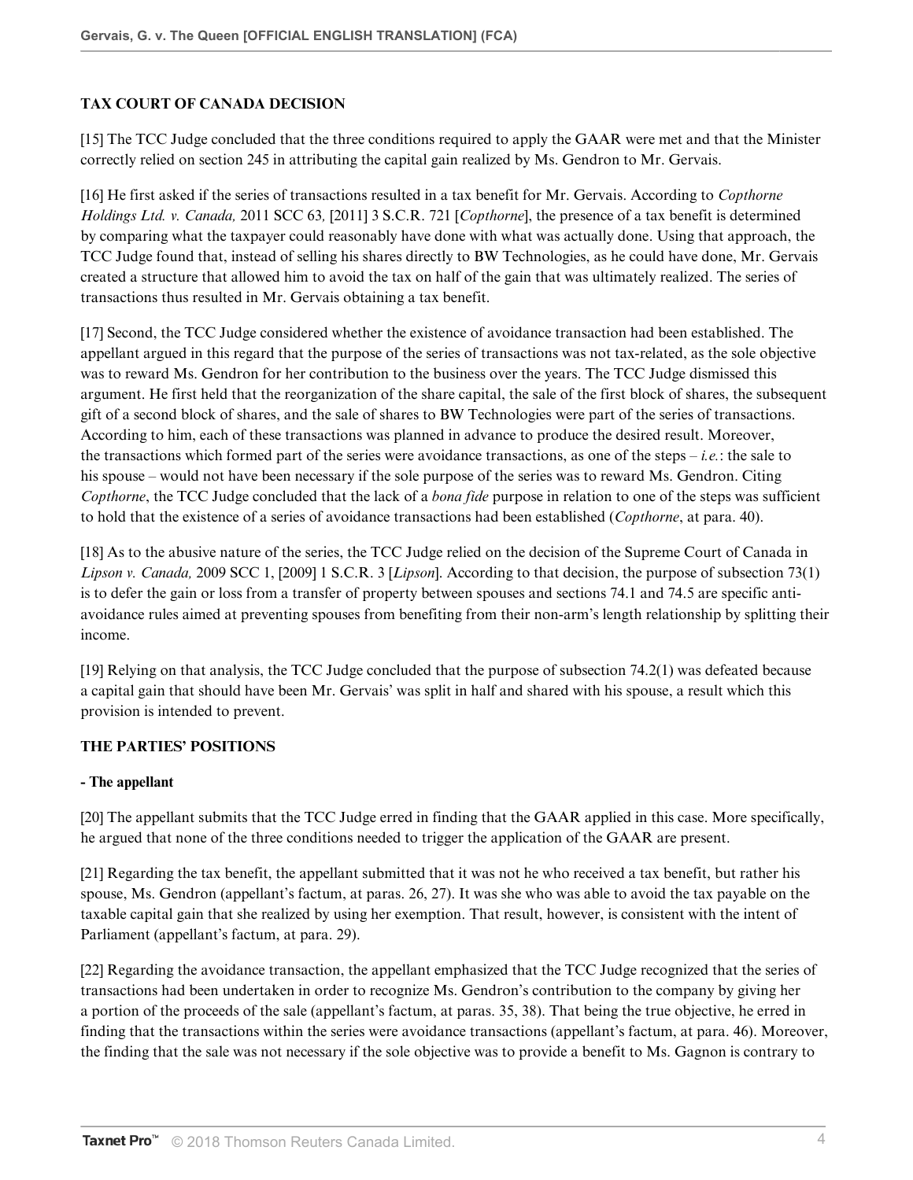**TAX COURT OF CANADA DECISION**

[15] The TCC Judge concluded that the three conditions required to apply the GAAR were met and that the Minister correctly relied on section 245 in attributing the capital gain realized by Ms. Gendron to Mr. Gervais.

[16] He first asked if the series of transactions resulted in a tax benefit for Mr. Gervais. According to *Copthorne Holdings Ltd. v. Canada,* 2011 SCC 63*,* [2011] 3 S.C.R. 721 [*Copthorne*], the presence of a tax benefit is determined by comparing what the taxpayer could reasonably have done with what was actually done. Using that approach, the TCC Judge found that, instead of selling his shares directly to BW Technologies, as he could have done, Mr. Gervais created a structure that allowed him to avoid the tax on half of the gain that was ultimately realized. The series of transactions thus resulted in Mr. Gervais obtaining a tax benefit.

[17] Second, the TCC Judge considered whether the existence of avoidance transaction had been established. The appellant argued in this regard that the purpose of the series of transactions was not tax-related, as the sole objective was to reward Ms. Gendron for her contribution to the business over the years. The TCC Judge dismissed this argument. He first held that the reorganization of the share capital, the sale of the first block of shares, the subsequent gift of a second block of shares, and the sale of shares to BW Technologies were part of the series of transactions. According to him, each of these transactions was planned in advance to produce the desired result. Moreover, the transactions which formed part of the series were avoidance transactions, as one of the steps – *i.e.*: the sale to his spouse – would not have been necessary if the sole purpose of the series was to reward Ms. Gendron. Citing *Copthorne*, the TCC Judge concluded that the lack of a *bona fide* purpose in relation to one of the steps was sufficient to hold that the existence of a series of avoidance transactions had been established (*Copthorne*, at para. 40).

[18] As to the abusive nature of the series, the TCC Judge relied on the decision of the Supreme Court of Canada in *Lipson v. Canada,* 2009 SCC 1, [2009] 1 S.C.R. 3 [*Lipson*]. According to that decision, the purpose of subsection 73(1) is to defer the gain or loss from a transfer of property between spouses and sections 74.1 and 74.5 are specific anti-avoidance rules aimed at preventing spouses from benefiting from their non-arm's length relationship by splitting their income.

[19] Relying on that analysis, the TCC Judge concluded that the purpose of subsection 74.2(1) was defeated because a capital gain that should have been Mr. Gervais' was split in half and shared with his spouse, a result which this provision is intended to prevent.

**THE PARTIES' POSITIONS**

**- The appellant**

[20] The appellant submits that the TCC Judge erred in finding that the GAAR applied in this case. More specifically, he argued that none of the three conditions needed to trigger the application of the GAAR are present.

[21] Regarding the tax benefit, the appellant submitted that it was not he who received a tax benefit, but rather his spouse, Ms. Gendron (appellant's factum, at paras. 26, 27). It was she who was able to avoid the tax payable on the taxable capital gain that she realized by using her exemption. That result, however, is consistent with the intent of Parliament (appellant's factum, at para. 29).

[22] Regarding the avoidance transaction, the appellant emphasized that the TCC Judge recognized that the series of transactions had been undertaken in order to recognize Ms. Gendron's contribution to the company by giving her a portion of the proceeds of the sale (appellant's factum, at paras. 35, 38). That being the true objective, he erred in finding that the transactions within the series were avoidance transactions (appellant's factum, at para. 46). Moreover, the finding that the sale was not necessary if the sole objective was to provide a benefit to Ms. Gagnon is contrary to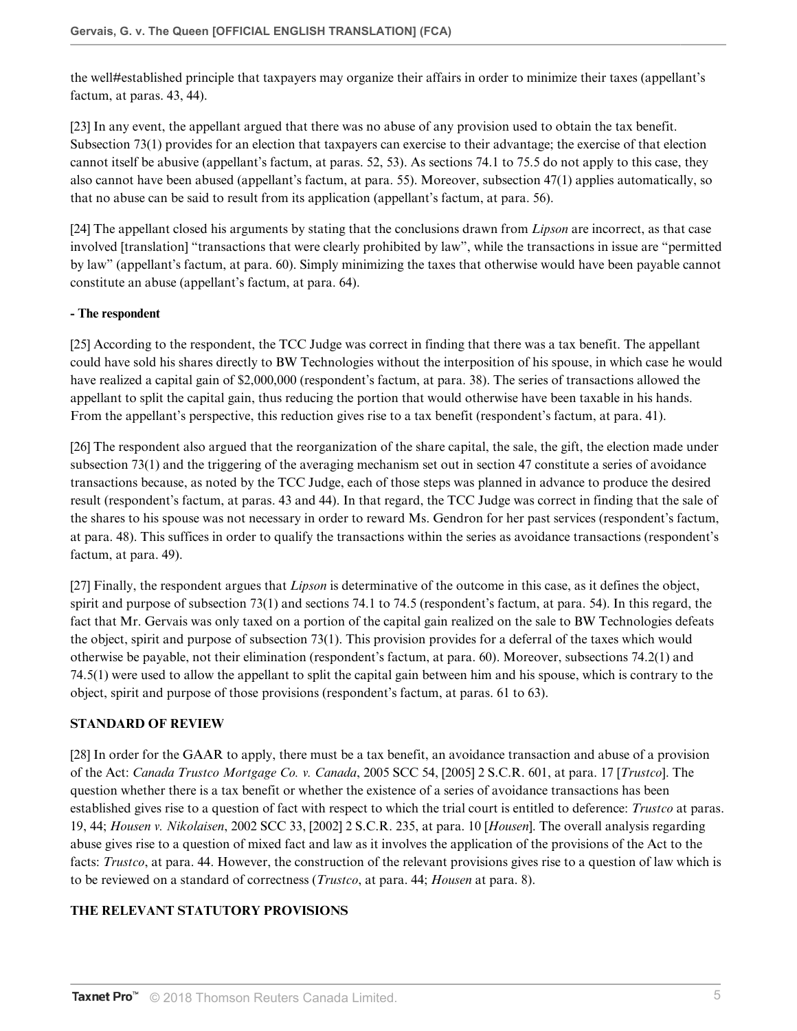the well#established principle that taxpayers may organize their affairs in order to minimize their taxes (appellant's factum, at paras. 43, 44).

[23] In any event, the appellant argued that there was no abuse of any provision used to obtain the tax benefit. Subsection 73(1) provides for an election that taxpayers can exercise to their advantage; the exercise of that election cannot itself be abusive (appellant's factum, at paras. 52, 53). As sections 74.1 to 75.5 do not apply to this case, they also cannot have been abused (appellant's factum, at para. 55). Moreover, subsection 47(1) applies automatically, so that no abuse can be said to result from its application (appellant's factum, at para. 56).

[24] The appellant closed his arguments by stating that the conclusions drawn from *Lipson* are incorrect, as that case involved [translation] "transactions that were clearly prohibited by law", while the transactions in issue are "permitted by law" (appellant's factum, at para. 60). Simply minimizing the taxes that otherwise would have been payable cannot constitute an abuse (appellant's factum, at para. 64).

**- The respondent**

[25] According to the respondent, the TCC Judge was correct in finding that there was a tax benefit. The appellant could have sold his shares directly to BW Technologies without the interposition of his spouse, in which case he would have realized a capital gain of $2,000,000 (respondent's factum, at para. 38). The series of transactions allowed the appellant to split the capital gain, thus reducing the portion that would otherwise have been taxable in his hands. From the appellant's perspective, this reduction gives rise to a tax benefit (respondent's factum, at para. 41).

[26] The respondent also argued that the reorganization of the share capital, the sale, the gift, the election made under subsection 73(1) and the triggering of the averaging mechanism set out in section 47 constitute a series of avoidance transactions because, as noted by the TCC Judge, each of those steps was planned in advance to produce the desired result (respondent's factum, at paras. 43 and 44). In that regard, the TCC Judge was correct in finding that the sale of the shares to his spouse was not necessary in order to reward Ms. Gendron for her past services (respondent's factum, at para. 48). This suffices in order to qualify the transactions within the series as avoidance transactions (respondent's factum, at para. 49).

[27] Finally, the respondent argues that *Lipson* is determinative of the outcome in this case, as it defines the object, spirit and purpose of subsection 73(1) and sections 74.1 to 74.5 (respondent's factum, at para. 54). In this regard, the fact that Mr. Gervais was only taxed on a portion of the capital gain realized on the sale to BW Technologies defeats the object, spirit and purpose of subsection 73(1). This provision provides for a deferral of the taxes which would otherwise be payable, not their elimination (respondent's factum, at para. 60). Moreover, subsections 74.2(1) and 74.5(1) were used to allow the appellant to split the capital gain between him and his spouse, which is contrary to the object, spirit and purpose of those provisions (respondent's factum, at paras. 61 to 63).

## STANDARD OF REVIEW

[28] In order for the GAAR to apply, there must be a tax benefit, an avoidance transaction and abuse of a provision of the Act: *Canada Trustco Mortgage Co. v. Canada*, 2005 SCC 54, [2005] 2 S.C.R. 601, at para. 17 [*Trustco*]. The question whether there is a tax benefit or whether the existence of a series of avoidance transactions has been established gives rise to a question of fact with respect to which the trial court is entitled to deference: *Trustco* at paras. 19, 44; *Housen v. Nikolaisen*, 2002 SCC 33, [2002] 2 S.C.R. 235, at para. 10 [*Housen*]. The overall analysis regarding abuse gives rise to a question of mixed fact and law as it involves the application of the provisions of the Act to the facts: *Trustco*, at para. 44. However, the construction of the relevant provisions gives rise to a question of law which is to be reviewed on a standard of correctness (*Trustco*, at para. 44; *Housen* at para. 8).

## THE RELEVANT STATUTORY PROVISIONS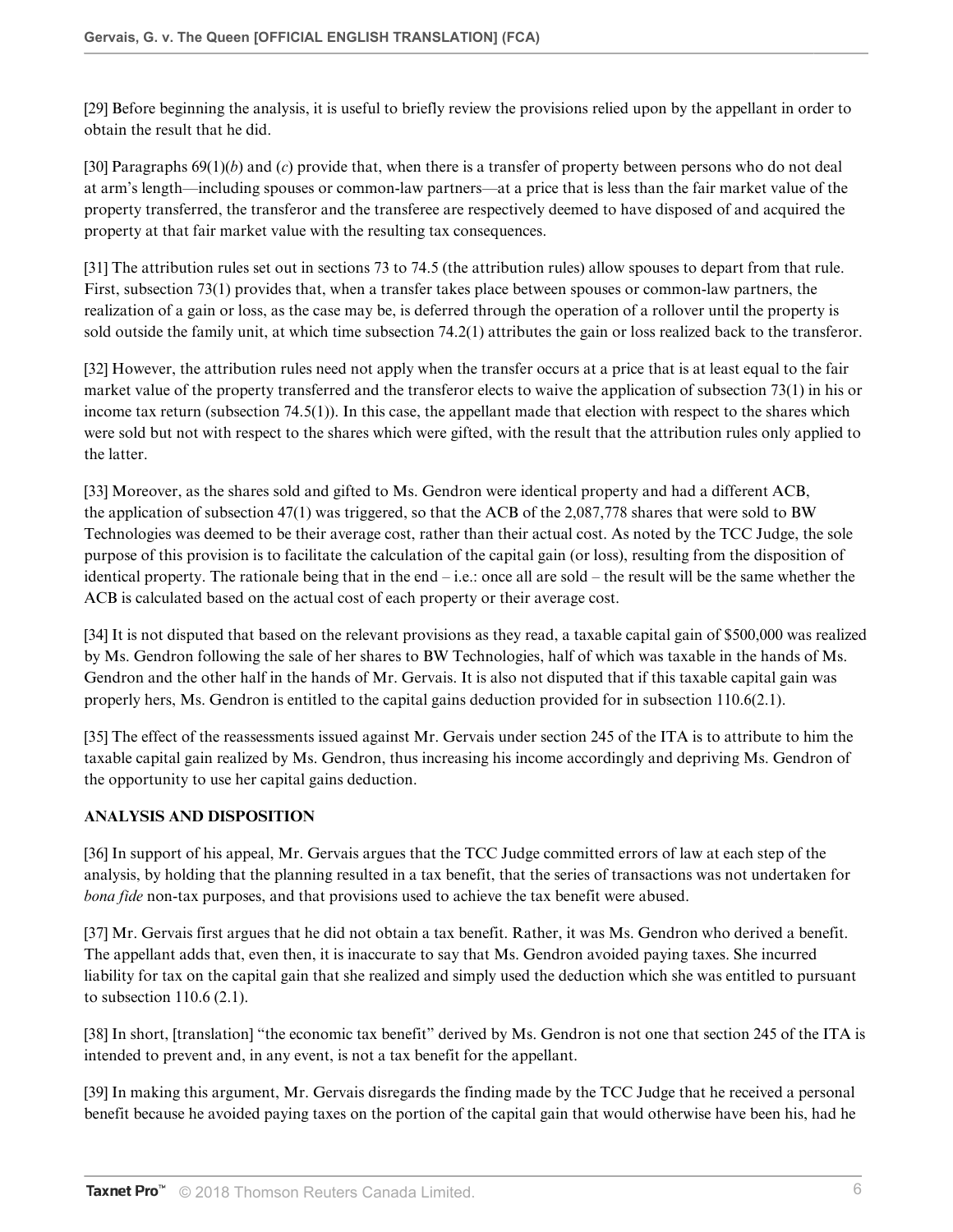[29] Before beginning the analysis, it is useful to briefly review the provisions relied upon by the appellant in order to obtain the result that he did.

[30] Paragraphs 69(1)(*b*) and (*c*) provide that, when there is a transfer of property between persons who do not deal at arm's length—including spouses or common-law partners—at a price that is less than the fair market value of the property transferred, the transferor and the transferee are respectively deemed to have disposed of and acquired the property at that fair market value with the resulting tax consequences.

[31] The attribution rules set out in sections 73 to 74.5 (the attribution rules) allow spouses to depart from that rule. First, subsection 73(1) provides that, when a transfer takes place between spouses or common-law partners, the realization of a gain or loss, as the case may be, is deferred through the operation of a rollover until the property is sold outside the family unit, at which time subsection 74.2(1) attributes the gain or loss realized back to the transferor.

[32] However, the attribution rules need not apply when the transfer occurs at a price that is at least equal to the fair market value of the property transferred and the transferor elects to waive the application of subsection 73(1) in his or income tax return (subsection 74.5(1)). In this case, the appellant made that election with respect to the shares which were sold but not with respect to the shares which were gifted, with the result that the attribution rules only applied to the latter.

[33] Moreover, as the shares sold and gifted to Ms. Gendron were identical property and had a different ACB, the application of subsection 47(1) was triggered, so that the ACB of the 2,087,778 shares that were sold to BW Technologies was deemed to be their average cost, rather than their actual cost. As noted by the TCC Judge, the sole purpose of this provision is to facilitate the calculation of the capital gain (or loss), resulting from the disposition of identical property. The rationale being that in the end – i.e.: once all are sold – the result will be the same whether the ACB is calculated based on the actual cost of each property or their average cost.

[34] It is not disputed that based on the relevant provisions as they read, a taxable capital gain of $500,000 was realized by Ms. Gendron following the sale of her shares to BW Technologies, half of which was taxable in the hands of Ms. Gendron and the other half in the hands of Mr. Gervais. It is also not disputed that if this taxable capital gain was properly hers, Ms. Gendron is entitled to the capital gains deduction provided for in subsection 110.6(2.1).

[35] The effect of the reassessments issued against Mr. Gervais under section 245 of the ITA is to attribute to him the taxable capital gain realized by Ms. Gendron, thus increasing his income accordingly and depriving Ms. Gendron of the opportunity to use her capital gains deduction.

**ANALYSIS AND DISPOSITION**

[36] In support of his appeal, Mr. Gervais argues that the TCC Judge committed errors of law at each step of the analysis, by holding that the planning resulted in a tax benefit, that the series of transactions was not undertaken for *bona fide* non-tax purposes, and that provisions used to achieve the tax benefit were abused.

[37] Mr. Gervais first argues that he did not obtain a tax benefit. Rather, it was Ms. Gendron who derived a benefit. The appellant adds that, even then, it is inaccurate to say that Ms. Gendron avoided paying taxes. She incurred liability for tax on the capital gain that she realized and simply used the deduction which she was entitled to pursuant to subsection 110.6 (2.1).

[38] In short, [translation] "the economic tax benefit" derived by Ms. Gendron is not one that section 245 of the ITA is intended to prevent and, in any event, is not a tax benefit for the appellant.

[39] In making this argument, Mr. Gervais disregards the finding made by the TCC Judge that he received a personal benefit because he avoided paying taxes on the portion of the capital gain that would otherwise have been his, had he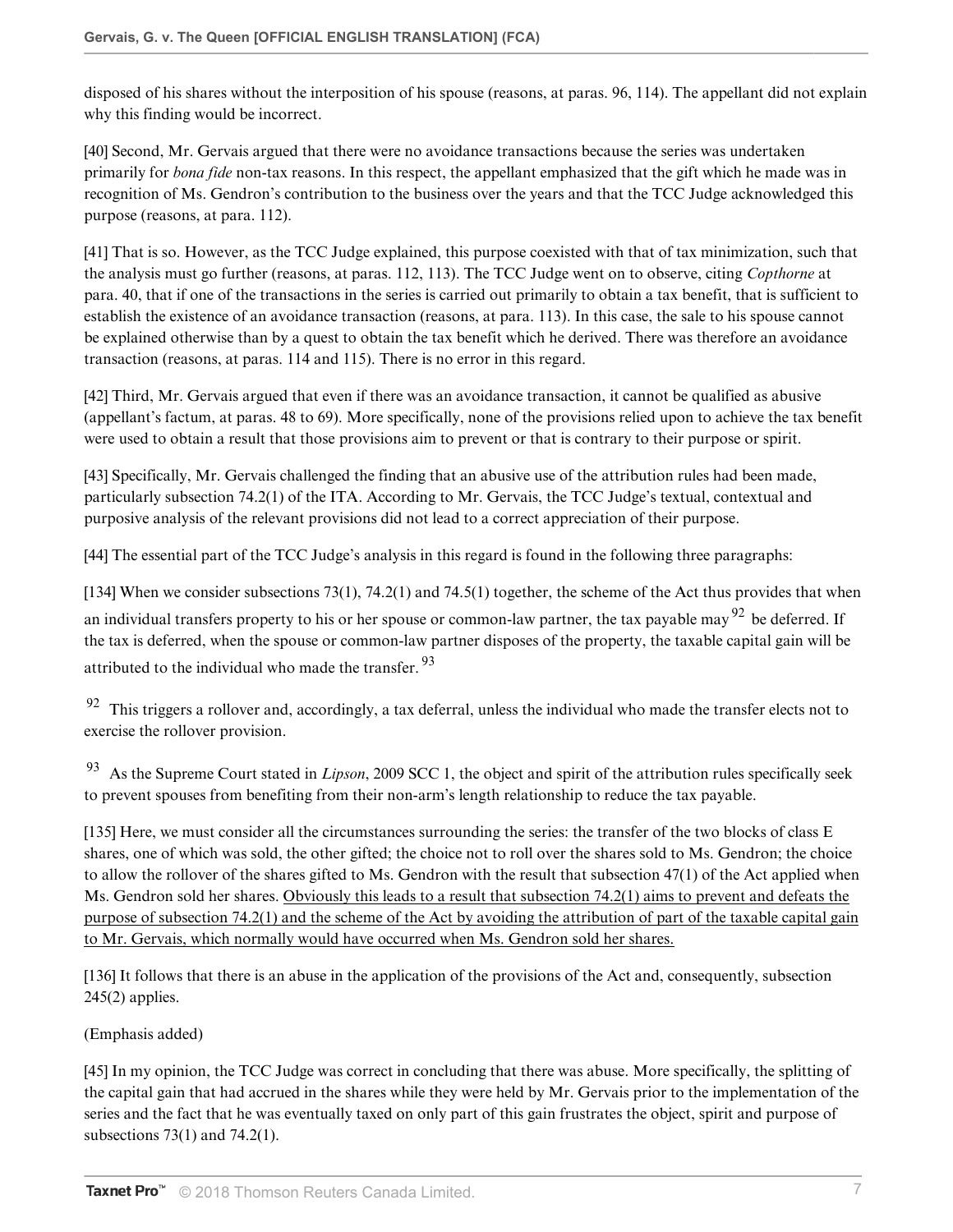disposed of his shares without the interposition of his spouse (reasons, at paras. 96, 114). The appellant did not explain why this finding would be incorrect.

[40] Second, Mr. Gervais argued that there were no avoidance transactions because the series was undertaken primarily for *bona fide* non-tax reasons. In this respect, the appellant emphasized that the gift which he made was in recognition of Ms. Gendron's contribution to the business over the years and that the TCC Judge acknowledged this purpose (reasons, at para. 112).

[41] That is so. However, as the TCC Judge explained, this purpose coexisted with that of tax minimization, such that the analysis must go further (reasons, at paras. 112, 113). The TCC Judge went on to observe, citing *Copthorne* at para. 40, that if one of the transactions in the series is carried out primarily to obtain a tax benefit, that is sufficient to establish the existence of an avoidance transaction (reasons, at para. 113). In this case, the sale to his spouse cannot be explained otherwise than by a quest to obtain the tax benefit which he derived. There was therefore an avoidance transaction (reasons, at paras. 114 and 115). There is no error in this regard.

[42] Third, Mr. Gervais argued that even if there was an avoidance transaction, it cannot be qualified as abusive (appellant's factum, at paras. 48 to 69). More specifically, none of the provisions relied upon to achieve the tax benefit were used to obtain a result that those provisions aim to prevent or that is contrary to their purpose or spirit.

[43] Specifically, Mr. Gervais challenged the finding that an abusive use of the attribution rules had been made, particularly subsection 74.2(1) of the ITA. According to Mr. Gervais, the TCC Judge's textual, contextual and purposive analysis of the relevant provisions did not lead to a correct appreciation of their purpose.

[44] The essential part of the TCC Judge's analysis in this regard is found in the following three paragraphs:

[134] When we consider subsections 73(1), 74.2(1) and 74.5(1) together, the scheme of the Act thus provides that when an individual transfers property to his or her spouse or common-law partner, the tax payable may[92] be deferred. If the tax is deferred, when the spouse or common-law partner disposes of the property, the taxable capital gain will be attributed to the individual who made the transfer.[93]

[92] This triggers a rollover and, accordingly, a tax deferral, unless the individual who made the transfer elects not to exercise the rollover provision.

[93] As the Supreme Court stated in *Lipson*, 2009 SCC 1, the object and spirit of the attribution rules specifically seek to prevent spouses from benefiting from their non-arm's length relationship to reduce the tax payable.

[135] Here, we must consider all the circumstances surrounding the series: the transfer of the two blocks of class E shares, one of which was sold, the other gifted; the choice not to roll over the shares sold to Ms. Gendron; the choice to allow the rollover of the shares gifted to Ms. Gendron with the result that subsection 47(1) of the Act applied when Ms. Gendron sold her shares. <u>Obviously this leads to a result that subsection 74.2(1) aims to prevent and defeats the purpose of subsection 74.2(1) and the scheme of the Act by avoiding the attribution of part of the taxable capital gain to Mr. Gervais, which normally would have occurred when Ms. Gendron sold her shares.</u>

[136] It follows that there is an abuse in the application of the provisions of the Act and, consequently, subsection 245(2) applies.

(Emphasis added)

[45] In my opinion, the TCC Judge was correct in concluding that there was abuse. More specifically, the splitting of the capital gain that had accrued in the shares while they were held by Mr. Gervais prior to the implementation of the series and the fact that he was eventually taxed on only part of this gain frustrates the object, spirit and purpose of subsections 73(1) and 74.2(1).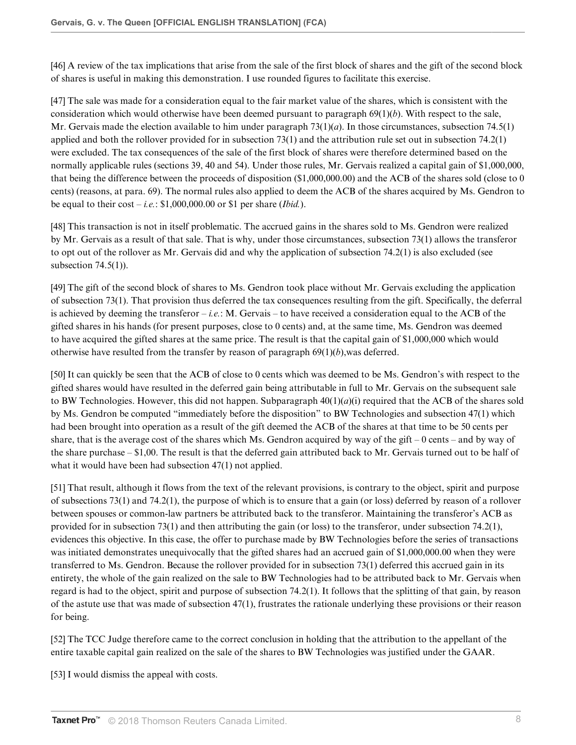[46] A review of the tax implications that arise from the sale of the first block of shares and the gift of the second block of shares is useful in making this demonstration. I use rounded figures to facilitate this exercise.

[47] The sale was made for a consideration equal to the fair market value of the shares, which is consistent with the consideration which would otherwise have been deemed pursuant to paragraph 69(1)(*b*). With respect to the sale, Mr. Gervais made the election available to him under paragraph 73(1)(*a*). In those circumstances, subsection 74.5(1) applied and both the rollover provided for in subsection 73(1) and the attribution rule set out in subsection 74.2(1) were excluded. The tax consequences of the sale of the first block of shares were therefore determined based on the normally applicable rules (sections 39, 40 and 54). Under those rules, Mr. Gervais realized a capital gain of $1,000,000, that being the difference between the proceeds of disposition ($1,000,000.00) and the ACB of the shares sold (close to 0 cents) (reasons, at para. 69). The normal rules also applied to deem the ACB of the shares acquired by Ms. Gendron to be equal to their cost – *i.e.*: $1,000,000.00 or $1 per share (*Ibid.*).

[48] This transaction is not in itself problematic. The accrued gains in the shares sold to Ms. Gendron were realized by Mr. Gervais as a result of that sale. That is why, under those circumstances, subsection 73(1) allows the transferor to opt out of the rollover as Mr. Gervais did and why the application of subsection 74.2(1) is also excluded (see subsection 74.5(1)).

[49] The gift of the second block of shares to Ms. Gendron took place without Mr. Gervais excluding the application of subsection 73(1). That provision thus deferred the tax consequences resulting from the gift. Specifically, the deferral is achieved by deeming the transferor – *i.e.*: M. Gervais – to have received a consideration equal to the ACB of the gifted shares in his hands (for present purposes, close to 0 cents) and, at the same time, Ms. Gendron was deemed to have acquired the gifted shares at the same price. The result is that the capital gain of $1,000,000 which would otherwise have resulted from the transfer by reason of paragraph 69(1)(*b*),was deferred.

[50] It can quickly be seen that the ACB of close to 0 cents which was deemed to be Ms. Gendron's with respect to the gifted shares would have resulted in the deferred gain being attributable in full to Mr. Gervais on the subsequent sale to BW Technologies. However, this did not happen. Subparagraph 40(1)(*a*)(i) required that the ACB of the shares sold by Ms. Gendron be computed "immediately before the disposition" to BW Technologies and subsection 47(1) which had been brought into operation as a result of the gift deemed the ACB of the shares at that time to be 50 cents per share, that is the average cost of the shares which Ms. Gendron acquired by way of the gift – 0 cents – and by way of the share purchase – $1,00. The result is that the deferred gain attributed back to Mr. Gervais turned out to be half of what it would have been had subsection 47(1) not applied.

[51] That result, although it flows from the text of the relevant provisions, is contrary to the object, spirit and purpose of subsections 73(1) and 74.2(1), the purpose of which is to ensure that a gain (or loss) deferred by reason of a rollover between spouses or common-law partners be attributed back to the transferor. Maintaining the transferor's ACB as provided for in subsection 73(1) and then attributing the gain (or loss) to the transferor, under subsection 74.2(1), evidences this objective. In this case, the offer to purchase made by BW Technologies before the series of transactions was initiated demonstrates unequivocally that the gifted shares had an accrued gain of $1,000,000.00 when they were transferred to Ms. Gendron. Because the rollover provided for in subsection 73(1) deferred this accrued gain in its entirety, the whole of the gain realized on the sale to BW Technologies had to be attributed back to Mr. Gervais when regard is had to the object, spirit and purpose of subsection 74.2(1). It follows that the splitting of that gain, by reason of the astute use that was made of subsection 47(1), frustrates the rationale underlying these provisions or their reason for being.

[52] The TCC Judge therefore came to the correct conclusion in holding that the attribution to the appellant of the entire taxable capital gain realized on the sale of the shares to BW Technologies was justified under the GAAR.

[53] I would dismiss the appeal with costs.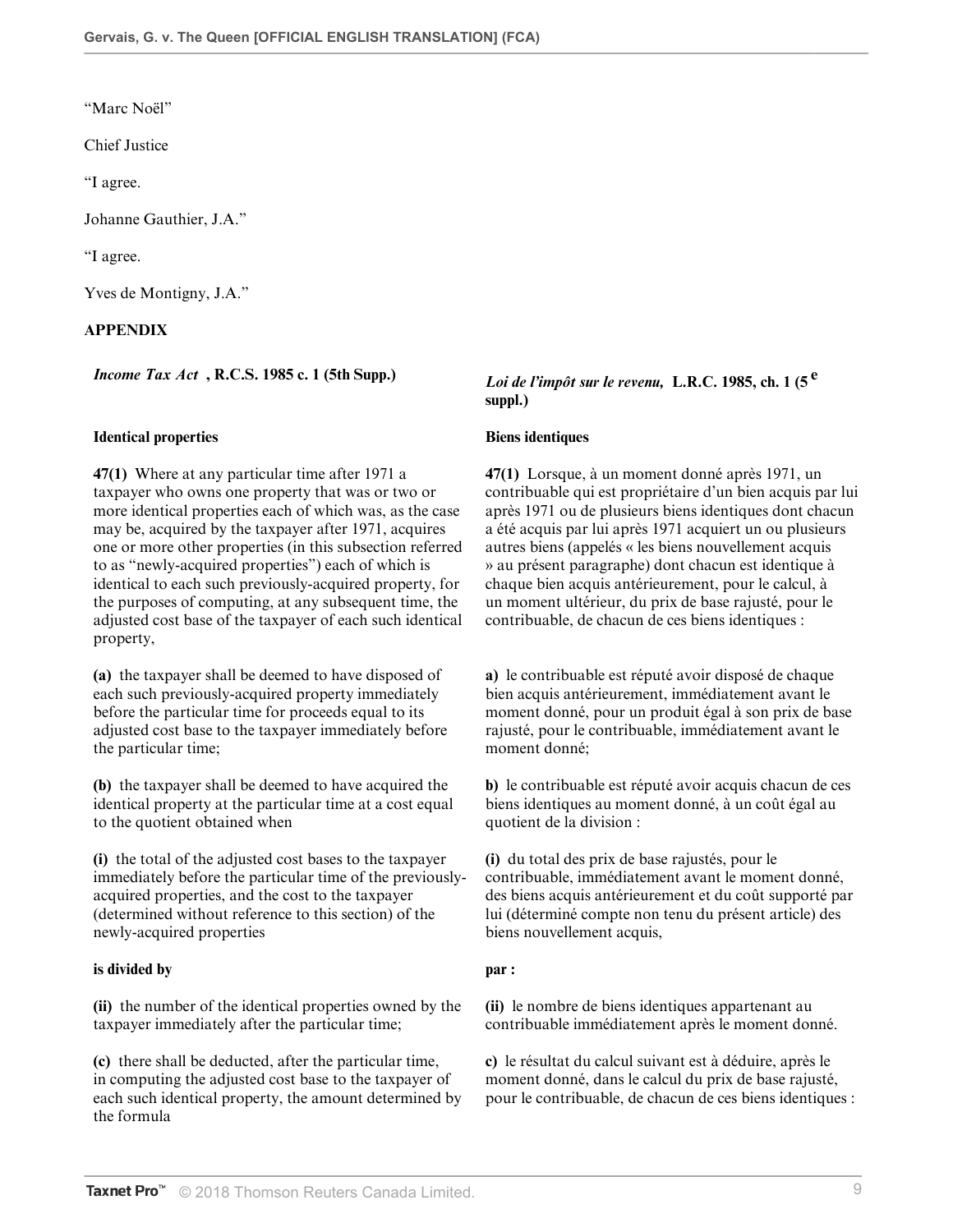"Marc Noël"

Chief Justice

"I agree.

Johanne Gauthier, J.A."

"I agree.

Yves de Montigny, J.A."

**APPENDIX**

| *Income Tax Act* **, R.C.S. 1985 c. 1 (5th Supp.)** | *Loi de l'impôt sur le revenu,* **L.R.C. 1985, ch. 1 (5$^{e}$ suppl.)** |
|---|---|
| **Identical properties** | **Biens identiques** |
| **47(1)** Where at any particular time after 1971 a taxpayer who owns one property that was or two or more identical properties each of which was, as the case may be, acquired by the taxpayer after 1971, acquires one or more other properties (in this subsection referred to as "newly-acquired properties") each of which is identical to each such previously-acquired property, for the purposes of computing, at any subsequent time, the adjusted cost base of the taxpayer of each such identical property, | **47(1)** Lorsque, à un moment donné après 1971, un contribuable qui est propriétaire d'un bien acquis par lui après 1971 ou de plusieurs biens identiques dont chacun a été acquis par lui après 1971 acquiert un ou plusieurs autres biens (appelés « les biens nouvellement acquis » au présent paragraphe) dont chacun est identique à chaque bien acquis antérieurement, pour le calcul, à un moment ultérieur, du prix de base rajusté, pour le contribuable, de chacun de ces biens identiques : |
| **(a)** the taxpayer shall be deemed to have disposed of each such previously-acquired property immediately before the particular time for proceeds equal to its adjusted cost base to the taxpayer immediately before the particular time; | **a)** le contribuable est réputé avoir disposé de chaque bien acquis antérieurement, immédiatement avant le moment donné, pour un produit égal à son prix de base rajusté, pour le contribuable, immédiatement avant le moment donné; |
| **(b)** the taxpayer shall be deemed to have acquired the identical property at the particular time at a cost equal to the quotient obtained when | **b)** le contribuable est réputé avoir acquis chacun de ces biens identiques au moment donné, à un coût égal au quotient de la division : |
| **(i)** the total of the adjusted cost bases to the taxpayer immediately before the particular time of the previously-acquired properties, and the cost to the taxpayer (determined without reference to this section) of the newly-acquired properties | **(i)** du total des prix de base rajustés, pour le contribuable, immédiatement avant le moment donné, des biens acquis antérieurement et du coût supporté par lui (déterminé compte non tenu du présent article) des biens nouvellement acquis, |
| **is divided by** | **par :** |
| **(ii)** the number of the identical properties owned by the taxpayer immediately after the particular time; | **(ii)** le nombre de biens identiques appartenant au contribuable immédiatement après le moment donné. |
| **(c)** there shall be deducted, after the particular time, in computing the adjusted cost base to the taxpayer of each such identical property, the amount determined by the formula | **c)** le résultat du calcul suivant est à déduire, après le moment donné, dans le calcul du prix de base rajusté, pour le contribuable, de chacun de ces biens identiques : |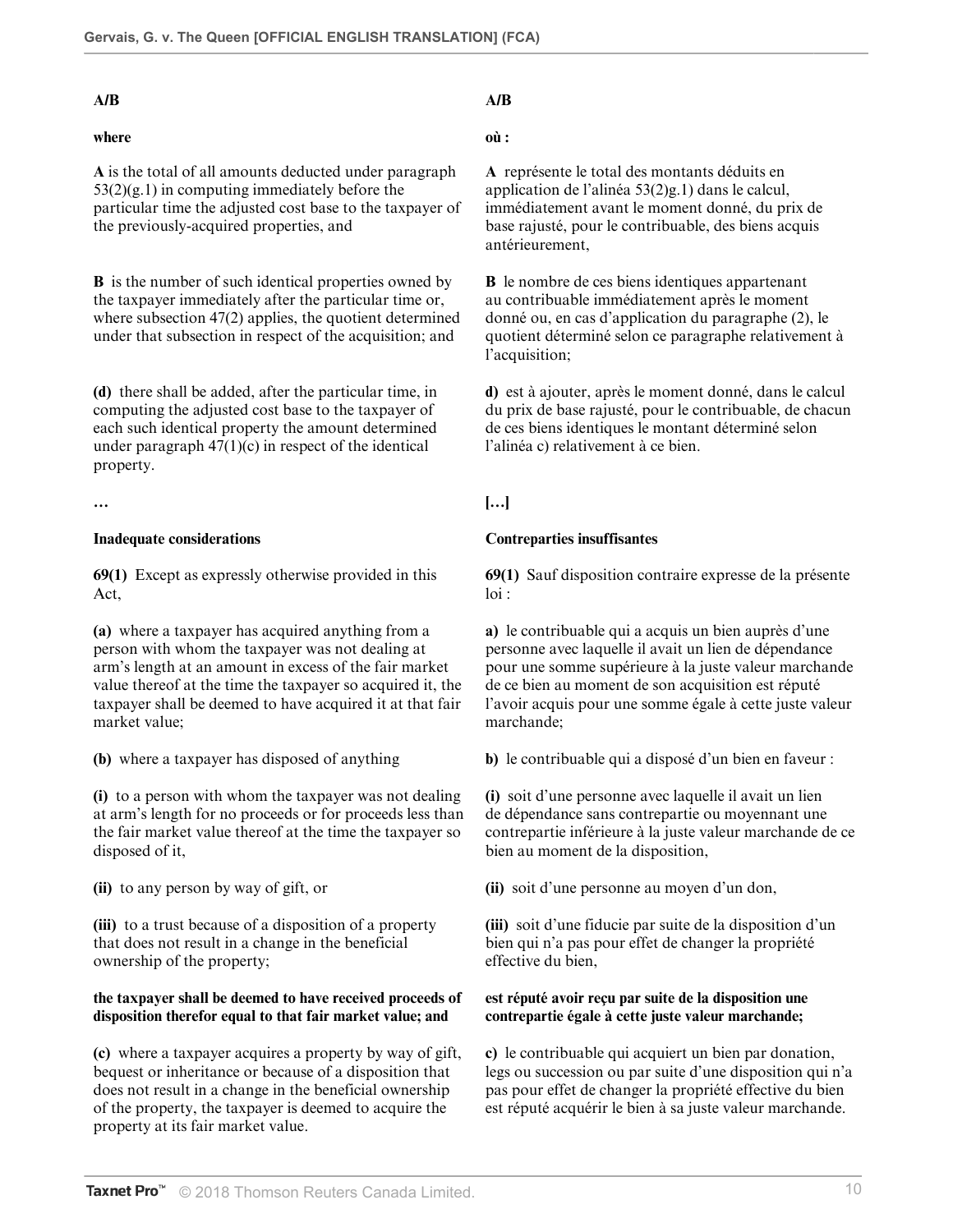**A/B**

**where**

**A** is the total of all amounts deducted under paragraph 53(2)(g.1) in computing immediately before the particular time the adjusted cost base to the taxpayer of the previously-acquired properties, and

**B** is the number of such identical properties owned by the taxpayer immediately after the particular time or, where subsection 47(2) applies, the quotient determined under that subsection in respect of the acquisition; and

**(d)** there shall be added, after the particular time, in computing the adjusted cost base to the taxpayer of each such identical property the amount determined under paragraph 47(1)(c) in respect of the identical property.

**…**

**Inadequate considerations**

**69(1)** Except as expressly otherwise provided in this Act,

**(a)** where a taxpayer has acquired anything from a person with whom the taxpayer was not dealing at arm's length at an amount in excess of the fair market value thereof at the time the taxpayer so acquired it, the taxpayer shall be deemed to have acquired it at that fair market value;

**(b)** where a taxpayer has disposed of anything

**(i)** to a person with whom the taxpayer was not dealing at arm's length for no proceeds or for proceeds less than the fair market value thereof at the time the taxpayer so disposed of it,

**(ii)** to any person by way of gift, or

**(iii)** to a trust because of a disposition of a property that does not result in a change in the beneficial ownership of the property;

**the taxpayer shall be deemed to have received proceeds of disposition therefor equal to that fair market value; and**

**(c)** where a taxpayer acquires a property by way of gift, bequest or inheritance or because of a disposition that does not result in a change in the beneficial ownership of the property, the taxpayer is deemed to acquire the property at its fair market value.

**A/B**

**où :**

**A** représente le total des montants déduits en application de l'alinéa 53(2)g.1) dans le calcul, immédiatement avant le moment donné, du prix de base rajusté, pour le contribuable, des biens acquis antérieurement,

**B** le nombre de ces biens identiques appartenant au contribuable immédiatement après le moment donné ou, en cas d'application du paragraphe (2), le quotient déterminé selon ce paragraphe relativement à l'acquisition;

**d)** est à ajouter, après le moment donné, dans le calcul du prix de base rajusté, pour le contribuable, de chacun de ces biens identiques le montant déterminé selon l'alinéa c) relativement à ce bien.

**[…]**

**Contreparties insuffisantes**

**69(1)** Sauf disposition contraire expresse de la présente loi :

**a)** le contribuable qui a acquis un bien auprès d'une personne avec laquelle il avait un lien de dépendance pour une somme supérieure à la juste valeur marchande de ce bien au moment de son acquisition est réputé l'avoir acquis pour une somme égale à cette juste valeur marchande;

**b)** le contribuable qui a disposé d'un bien en faveur :

**(i)** soit d'une personne avec laquelle il avait un lien de dépendance sans contrepartie ou moyennant une contrepartie inférieure à la juste valeur marchande de ce bien au moment de la disposition,

**(ii)** soit d'une personne au moyen d'un don,

**(iii)** soit d'une fiducie par suite de la disposition d'un bien qui n'a pas pour effet de changer la propriété effective du bien,

**est réputé avoir reçu par suite de la disposition une contrepartie égale à cette juste valeur marchande;**

**c)** le contribuable qui acquiert un bien par donation, legs ou succession ou par suite d'une disposition qui n'a pas pour effet de changer la propriété effective du bien est réputé acquérir le bien à sa juste valeur marchande.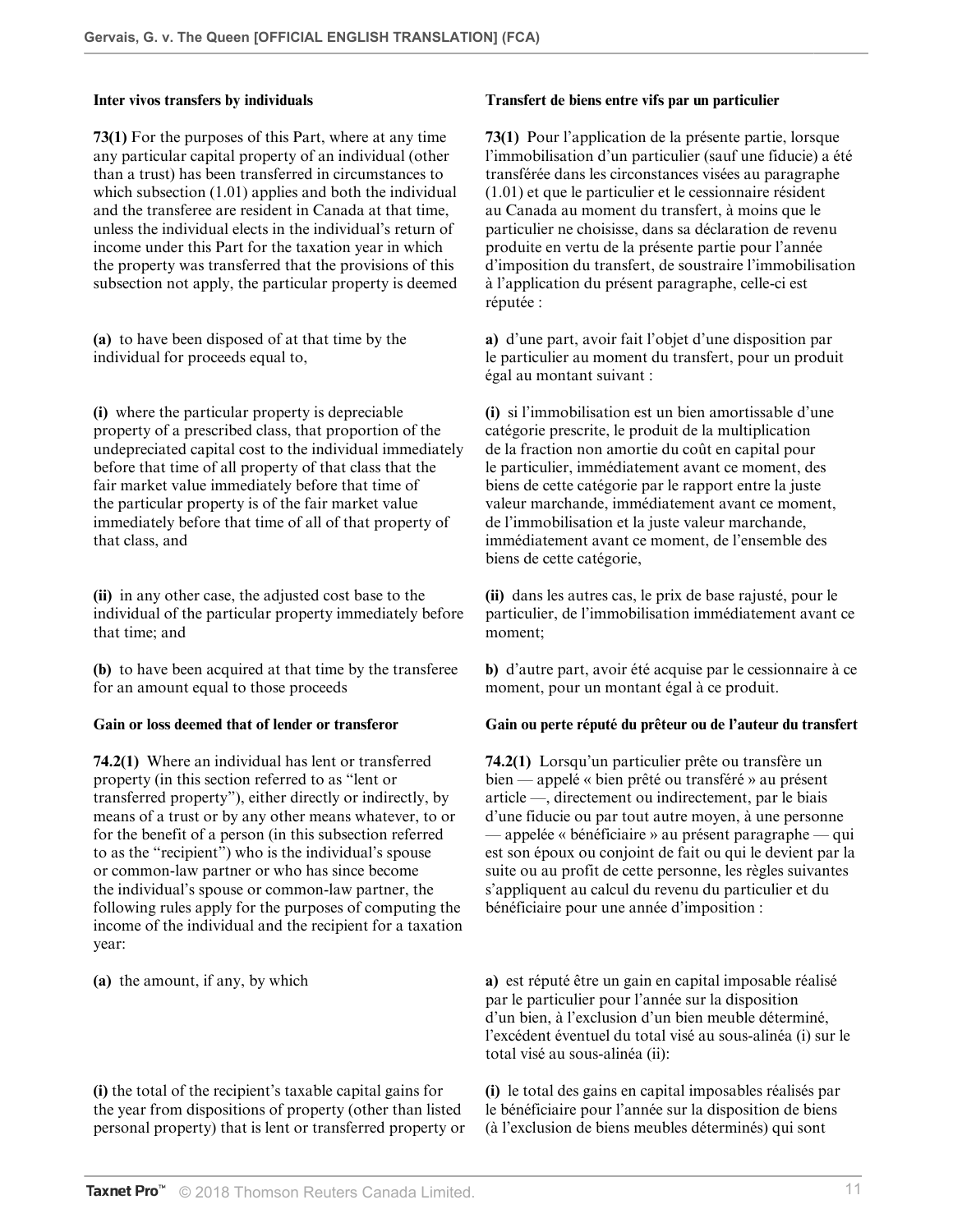**Inter vivos transfers by individuals**

**73(1)** For the purposes of this Part, where at any time any particular capital property of an individual (other than a trust) has been transferred in circumstances to which subsection (1.01) applies and both the individual and the transferee are resident in Canada at that time, unless the individual elects in the individual's return of income under this Part for the taxation year in which the property was transferred that the provisions of this subsection not apply, the particular property is deemed

**(a)** to have been disposed of at that time by the individual for proceeds equal to,

**(i)** where the particular property is depreciable property of a prescribed class, that proportion of the undepreciated capital cost to the individual immediately before that time of all property of that class that the fair market value immediately before that time of the particular property is of the fair market value immediately before that time of all of that property of that class, and

**(ii)** in any other case, the adjusted cost base to the individual of the particular property immediately before that time; and

**(b)** to have been acquired at that time by the transferee for an amount equal to those proceeds

**Transfert de biens entre vifs par un particulier**

**73(1)** Pour l'application de la présente partie, lorsque l'immobilisation d'un particulier (sauf une fiducie) a été transférée dans les circonstances visées au paragraphe (1.01) et que le particulier et le cessionnaire résident au Canada au moment du transfert, à moins que le particulier ne choisisse, dans sa déclaration de revenu produite en vertu de la présente partie pour l'année d'imposition du transfert, de soustraire l'immobilisation à l'application du présent paragraphe, celle-ci est réputée :

**a)** d'une part, avoir fait l'objet d'une disposition par le particulier au moment du transfert, pour un produit égal au montant suivant :

**(i)** si l'immobilisation est un bien amortissable d'une catégorie prescrite, le produit de la multiplication de la fraction non amortie du coût en capital pour le particulier, immédiatement avant ce moment, des biens de cette catégorie par le rapport entre la juste valeur marchande, immédiatement avant ce moment, de l'immobilisation et la juste valeur marchande, immédiatement avant ce moment, de l'ensemble des biens de cette catégorie,

**(ii)** dans les autres cas, le prix de base rajusté, pour le particulier, de l'immobilisation immédiatement avant ce moment;

**b)** d'autre part, avoir été acquise par le cessionnaire à ce moment, pour un montant égal à ce produit.

**Gain or loss deemed that of lender or transferor**

**74.2(1)** Where an individual has lent or transferred property (in this section referred to as "lent or transferred property"), either directly or indirectly, by means of a trust or by any other means whatever, to or for the benefit of a person (in this subsection referred to as the "recipient") who is the individual's spouse or common-law partner or who has since become the individual's spouse or common-law partner, the following rules apply for the purposes of computing the income of the individual and the recipient for a taxation year:

**(a)** the amount, if any, by which

**(i)** the total of the recipient's taxable capital gains for the year from dispositions of property (other than listed personal property) that is lent or transferred property or

**Gain ou perte réputé du prêteur ou de l'auteur du transfert**

**74.2(1)** Lorsqu'un particulier prête ou transfère un bien — appelé « bien prêté ou transféré » au présent article —, directement ou indirectement, par le biais d'une fiducie ou par tout autre moyen, à une personne — appelée « bénéficiaire » au présent paragraphe — qui est son époux ou conjoint de fait ou qui le devient par la suite ou au profit de cette personne, les règles suivantes s'appliquent au calcul du revenu du particulier et du bénéficiaire pour une année d'imposition :

**a)** est réputé être un gain en capital imposable réalisé par le particulier pour l'année sur la disposition d'un bien, à l'exclusion d'un bien meuble déterminé, l'excédent éventuel du total visé au sous-alinéa (i) sur le total visé au sous-alinéa (ii):

**(i)** le total des gains en capital imposables réalisés par le bénéficiaire pour l'année sur la disposition de biens (à l'exclusion de biens meubles déterminés) qui sont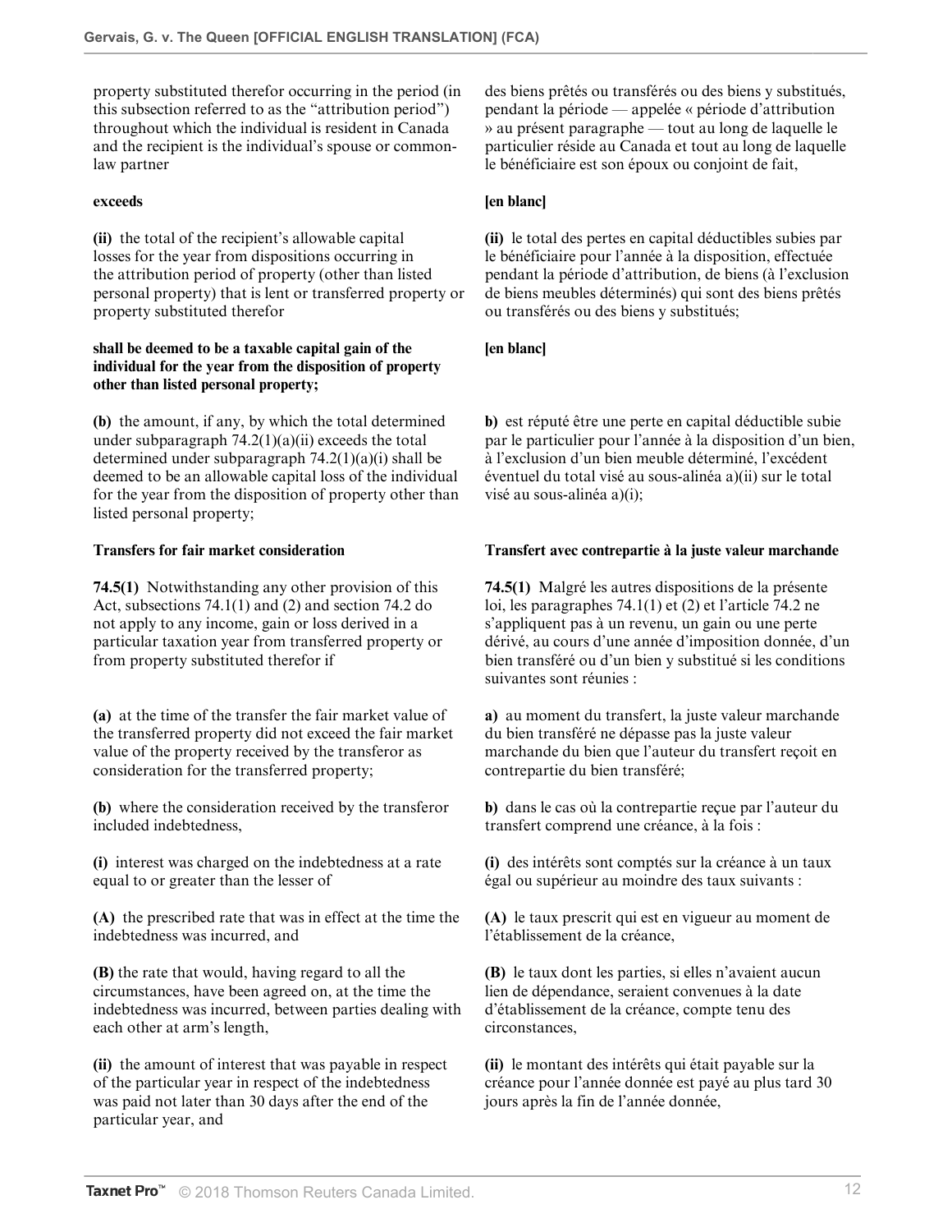property substituted therefor occurring in the period (in this subsection referred to as the "attribution period") throughout which the individual is resident in Canada and the recipient is the individual's spouse or common-law partner

des biens prêtés ou transférés ou des biens y substitués, pendant la période — appelée « période d'attribution » au présent paragraphe — tout au long de laquelle le particulier réside au Canada et tout au long de laquelle le bénéficiaire est son époux ou conjoint de fait,

**exceeds**

**[en blanc]**

**(ii)** the total of the recipient's allowable capital losses for the year from dispositions occurring in the attribution period of property (other than listed personal property) that is lent or transferred property or property substituted therefor

**(ii)** le total des pertes en capital déductibles subies par le bénéficiaire pour l'année à la disposition, effectuée pendant la période d'attribution, de biens (à l'exclusion de biens meubles déterminés) qui sont des biens prêtés ou transférés ou des biens y substitués;

**shall be deemed to be a taxable capital gain of the individual for the year from the disposition of property other than listed personal property;**

**[en blanc]**

**(b)** the amount, if any, by which the total determined under subparagraph 74.2(1)(a)(ii) exceeds the total determined under subparagraph 74.2(1)(a)(i) shall be deemed to be an allowable capital loss of the individual for the year from the disposition of property other than listed personal property;

**b)** est réputé être une perte en capital déductible subie par le particulier pour l'année à la disposition d'un bien, à l'exclusion d'un bien meuble déterminé, l'excédent éventuel du total visé au sous-alinéa a)(ii) sur le total visé au sous-alinéa a)(i);

**Transfers for fair market consideration**

**Transfert avec contrepartie à la juste valeur marchande**

**74.5(1)** Notwithstanding any other provision of this Act, subsections 74.1(1) and (2) and section 74.2 do not apply to any income, gain or loss derived in a particular taxation year from transferred property or from property substituted therefor if

**74.5(1)** Malgré les autres dispositions de la présente loi, les paragraphes 74.1(1) et (2) et l'article 74.2 ne s'appliquent pas à un revenu, un gain ou une perte dérivé, au cours d'une année d'imposition donnée, d'un bien transféré ou d'un bien y substitué si les conditions suivantes sont réunies :

**(a)** at the time of the transfer the fair market value of the transferred property did not exceed the fair market value of the property received by the transferor as consideration for the transferred property;

**a)** au moment du transfert, la juste valeur marchande du bien transféré ne dépasse pas la juste valeur marchande du bien que l'auteur du transfert reçoit en contrepartie du bien transféré;

**(b)** where the consideration received by the transferor included indebtedness,

**b)** dans le cas où la contrepartie reçue par l'auteur du transfert comprend une créance, à la fois :

**(i)** interest was charged on the indebtedness at a rate equal to or greater than the lesser of

**(i)** des intérêts sont comptés sur la créance à un taux égal ou supérieur au moindre des taux suivants :

**(A)** the prescribed rate that was in effect at the time the indebtedness was incurred, and

**(A)** le taux prescrit qui est en vigueur au moment de l'établissement de la créance,

**(B)** the rate that would, having regard to all the circumstances, have been agreed on, at the time the indebtedness was incurred, between parties dealing with each other at arm's length,

**(B)** le taux dont les parties, si elles n'avaient aucun lien de dépendance, seraient convenues à la date d'établissement de la créance, compte tenu des circonstances,

**(ii)** the amount of interest that was payable in respect of the particular year in respect of the indebtedness was paid not later than 30 days after the end of the particular year, and

**(ii)** le montant des intérêts qui était payable sur la créance pour l'année donnée est payé au plus tard 30 jours après la fin de l'année donnée,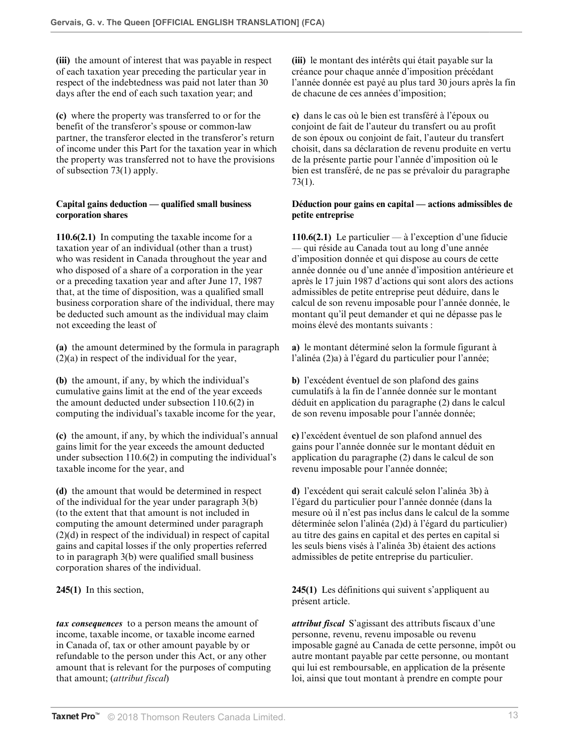**(iii)** the amount of interest that was payable in respect of each taxation year preceding the particular year in respect of the indebtedness was paid not later than 30 days after the end of each such taxation year; and

**(c)** where the property was transferred to or for the benefit of the transferor's spouse or common-law partner, the transferor elected in the transferor's return of income under this Part for the taxation year in which the property was transferred not to have the provisions of subsection 73(1) apply.

**(iii)** le montant des intérêts qui était payable sur la créance pour chaque année d'imposition précédant l'année donnée est payé au plus tard 30 jours après la fin de chacune de ces années d'imposition;

**c)** dans le cas où le bien est transféré à l'époux ou conjoint de fait de l'auteur du transfert ou au profit de son époux ou conjoint de fait, l'auteur du transfert choisit, dans sa déclaration de revenu produite en vertu de la présente partie pour l'année d'imposition où le bien est transféré, de ne pas se prévaloir du paragraphe 73(1).

**Capital gains deduction — qualified small business corporation shares**

**110.6(2.1)** In computing the taxable income for a taxation year of an individual (other than a trust) who was resident in Canada throughout the year and who disposed of a share of a corporation in the year or a preceding taxation year and after June 17, 1987 that, at the time of disposition, was a qualified small business corporation share of the individual, there may be deducted such amount as the individual may claim not exceeding the least of

**(a)** the amount determined by the formula in paragraph (2)(a) in respect of the individual for the year,

**(b)** the amount, if any, by which the individual's cumulative gains limit at the end of the year exceeds the amount deducted under subsection 110.6(2) in computing the individual's taxable income for the year,

**(c)** the amount, if any, by which the individual's annual gains limit for the year exceeds the amount deducted under subsection 110.6(2) in computing the individual's taxable income for the year, and

**(d)** the amount that would be determined in respect of the individual for the year under paragraph 3(b) (to the extent that that amount is not included in computing the amount determined under paragraph (2)(d) in respect of the individual) in respect of capital gains and capital losses if the only properties referred to in paragraph 3(b) were qualified small business corporation shares of the individual.

**Déduction pour gains en capital — actions admissibles de petite entreprise**

**110.6(2.1)** Le particulier — à l'exception d'une fiducie — qui réside au Canada tout au long d'une année d'imposition donnée et qui dispose au cours de cette année donnée ou d'une année d'imposition antérieure et après le 17 juin 1987 d'actions qui sont alors des actions admissibles de petite entreprise peut déduire, dans le calcul de son revenu imposable pour l'année donnée, le montant qu'il peut demander et qui ne dépasse pas le moins élevé des montants suivants :

**a)** le montant déterminé selon la formule figurant à l'alinéa (2)a) à l'égard du particulier pour l'année;

**b)** l'excédent éventuel de son plafond des gains cumulatifs à la fin de l'année donnée sur le montant déduit en application du paragraphe (2) dans le calcul de son revenu imposable pour l'année donnée;

**c)** l'excédent éventuel de son plafond annuel des gains pour l'année donnée sur le montant déduit en application du paragraphe (2) dans le calcul de son revenu imposable pour l'année donnée;

**d)** l'excédent qui serait calculé selon l'alinéa 3b) à l'égard du particulier pour l'année donnée (dans la mesure où il n'est pas inclus dans le calcul de la somme déterminée selon l'alinéa (2)d) à l'égard du particulier) au titre des gains en capital et des pertes en capital si les seuls biens visés à l'alinéa 3b) étaient des actions admissibles de petite entreprise du particulier.

**245(1)** In this section,

***tax consequences*** to a person means the amount of income, taxable income, or taxable income earned in Canada of, tax or other amount payable by or refundable to the person under this Act, or any other amount that is relevant for the purposes of computing that amount; (*attribut fiscal*)

**245(1)** Les définitions qui suivent s'appliquent au présent article.

***attribut fiscal*** S'agissant des attributs fiscaux d'une personne, revenu, revenu imposable ou revenu imposable gagné au Canada de cette personne, impôt ou autre montant payable par cette personne, ou montant qui lui est remboursable, en application de la présente loi, ainsi que tout montant à prendre en compte pour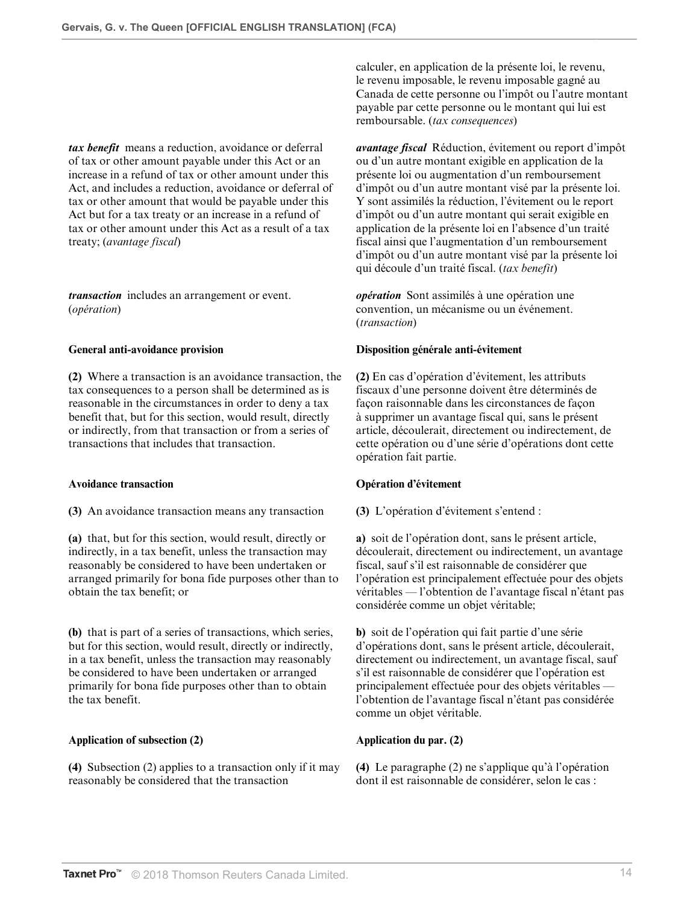calculer, en application de la présente loi, le revenu, le revenu imposable, le revenu imposable gagné au Canada de cette personne ou l'impôt ou l'autre montant payable par cette personne ou le montant qui lui est remboursable. (*tax consequences*)

***tax benefit*** means a reduction, avoidance or deferral of tax or other amount payable under this Act or an increase in a refund of tax or other amount under this Act, and includes a reduction, avoidance or deferral of tax or other amount that would be payable under this Act but for a tax treaty or an increase in a refund of tax or other amount under this Act as a result of a tax treaty; (*avantage fiscal*)

***avantage fiscal*** Réduction, évitement ou report d'impôt ou d'un autre montant exigible en application de la présente loi ou augmentation d'un remboursement d'impôt ou d'un autre montant visé par la présente loi. Y sont assimilés la réduction, l'évitement ou le report d'impôt ou d'un autre montant qui serait exigible en application de la présente loi en l'absence d'un traité fiscal ainsi que l'augmentation d'un remboursement d'impôt ou d'un autre montant visé par la présente loi qui découle d'un traité fiscal. (*tax benefit*)

***transaction*** includes an arrangement or event. (*opération*)

***opération*** Sont assimilés à une opération une convention, un mécanisme ou un événement. (*transaction*)

**General anti-avoidance provision**

**(2)** Where a transaction is an avoidance transaction, the tax consequences to a person shall be determined as is reasonable in the circumstances in order to deny a tax benefit that, but for this section, would result, directly or indirectly, from that transaction or from a series of transactions that includes that transaction.

**Disposition générale anti-évitement**

**(2)** En cas d'opération d'évitement, les attributs fiscaux d'une personne doivent être déterminés de façon raisonnable dans les circonstances de façon à supprimer un avantage fiscal qui, sans le présent article, découlerait, directement ou indirectement, de cette opération ou d'une série d'opérations dont cette opération fait partie.

**Avoidance transaction**

**(3)** An avoidance transaction means any transaction

**(a)** that, but for this section, would result, directly or indirectly, in a tax benefit, unless the transaction may reasonably be considered to have been undertaken or arranged primarily for bona fide purposes other than to obtain the tax benefit; or

**(b)** that is part of a series of transactions, which series, but for this section, would result, directly or indirectly, in a tax benefit, unless the transaction may reasonably be considered to have been undertaken or arranged primarily for bona fide purposes other than to obtain the tax benefit.

**Opération d'évitement**

**(3)** L'opération d'évitement s'entend :

**a)** soit de l'opération dont, sans le présent article, découlerait, directement ou indirectement, un avantage fiscal, sauf s'il est raisonnable de considérer que l'opération est principalement effectuée pour des objets véritables — l'obtention de l'avantage fiscal n'étant pas considérée comme un objet véritable;

**b)** soit de l'opération qui fait partie d'une série d'opérations dont, sans le présent article, découlerait, directement ou indirectement, un avantage fiscal, sauf s'il est raisonnable de considérer que l'opération est principalement effectuée pour des objets véritables — l'obtention de l'avantage fiscal n'étant pas considérée comme un objet véritable.

**Application of subsection (2)**

**(4)** Subsection (2) applies to a transaction only if it may reasonably be considered that the transaction

**Application du par. (2)**

**(4)** Le paragraphe (2) ne s'applique qu'à l'opération dont il est raisonnable de considérer, selon le cas :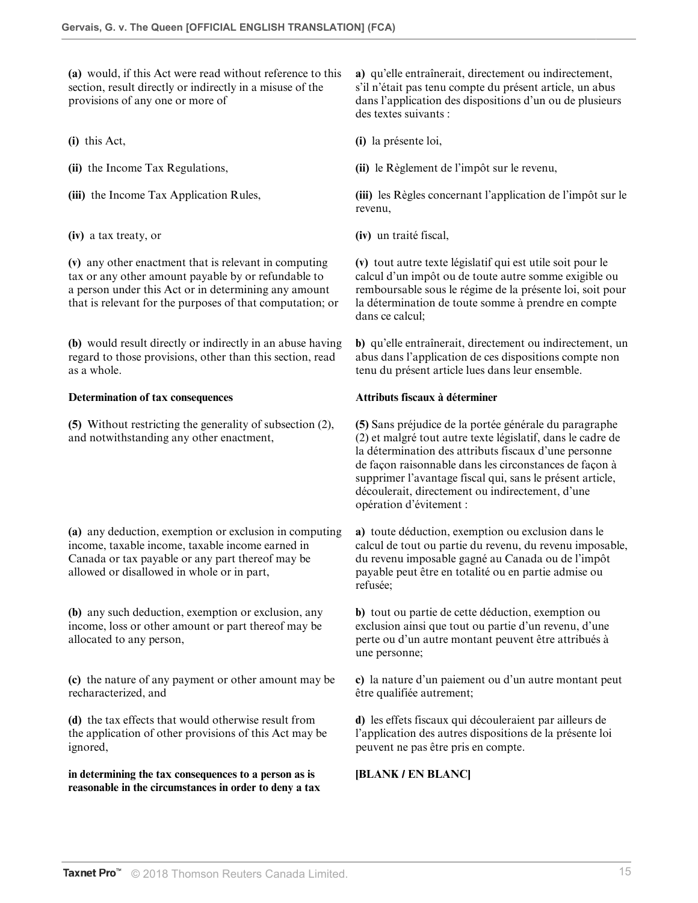| | |
|---|---|
| **(a)** would, if this Act were read without reference to this section, result directly or indirectly in a misuse of the provisions of any one or more of | **a)** qu'elle entraînerait, directement ou indirectement, s'il n'était pas tenu compte du présent article, un abus dans l'application des dispositions d'un ou de plusieurs des textes suivants : |
| **(i)** this Act, | **(i)** la présente loi, |
| **(ii)** the Income Tax Regulations, | **(ii)** le Règlement de l'impôt sur le revenu, |
| **(iii)** the Income Tax Application Rules, | **(iii)** les Règles concernant l'application de l'impôt sur le revenu, |
| **(iv)** a tax treaty, or | **(iv)** un traité fiscal, |
| **(v)** any other enactment that is relevant in computing tax or any other amount payable by or refundable to a person under this Act or in determining any amount that is relevant for the purposes of that computation; or | **(v)** tout autre texte législatif qui est utile soit pour le calcul d'un impôt ou de toute autre somme exigible ou remboursable sous le régime de la présente loi, soit pour la détermination de toute somme à prendre en compte dans ce calcul; |
| **(b)** would result directly or indirectly in an abuse having regard to those provisions, other than this section, read as a whole. | **b)** qu'elle entraînerait, directement ou indirectement, un abus dans l'application de ces dispositions compte non tenu du présent article lues dans leur ensemble. |
| **Determination of tax consequences** | **Attributs fiscaux à déterminer** |
| **(5)** Without restricting the generality of subsection (2), and notwithstanding any other enactment, | **(5)** Sans préjudice de la portée générale du paragraphe (2) et malgré tout autre texte législatif, dans le cadre de la détermination des attributs fiscaux d'une personne de façon raisonnable dans les circonstances de façon à supprimer l'avantage fiscal qui, sans le présent article, découlerait, directement ou indirectement, d'une opération d'évitement : |
| **(a)** any deduction, exemption or exclusion in computing income, taxable income, taxable income earned in Canada or tax payable or any part thereof may be allowed or disallowed in whole or in part, | **a)** toute déduction, exemption ou exclusion dans le calcul de tout ou partie du revenu, du revenu imposable, du revenu imposable gagné au Canada ou de l'impôt payable peut être en totalité ou en partie admise ou refusée; |
| **(b)** any such deduction, exemption or exclusion, any income, loss or other amount or part thereof may be allocated to any person, | **b)** tout ou partie de cette déduction, exemption ou exclusion ainsi que tout ou partie d'un revenu, d'une perte ou d'un autre montant peuvent être attribués à une personne; |
| **(c)** the nature of any payment or other amount may be recharacterized, and | **c)** la nature d'un paiement ou d'un autre montant peut être qualifiée autrement; |
| **(d)** the tax effects that would otherwise result from the application of other provisions of this Act may be ignored, | **d)** les effets fiscaux qui découleraient par ailleurs de l'application des autres dispositions de la présente loi peuvent ne pas être pris en compte. |
| **in determining the tax consequences to a person as is reasonable in the circumstances in order to deny a tax** | **[BLANK / EN BLANC]** |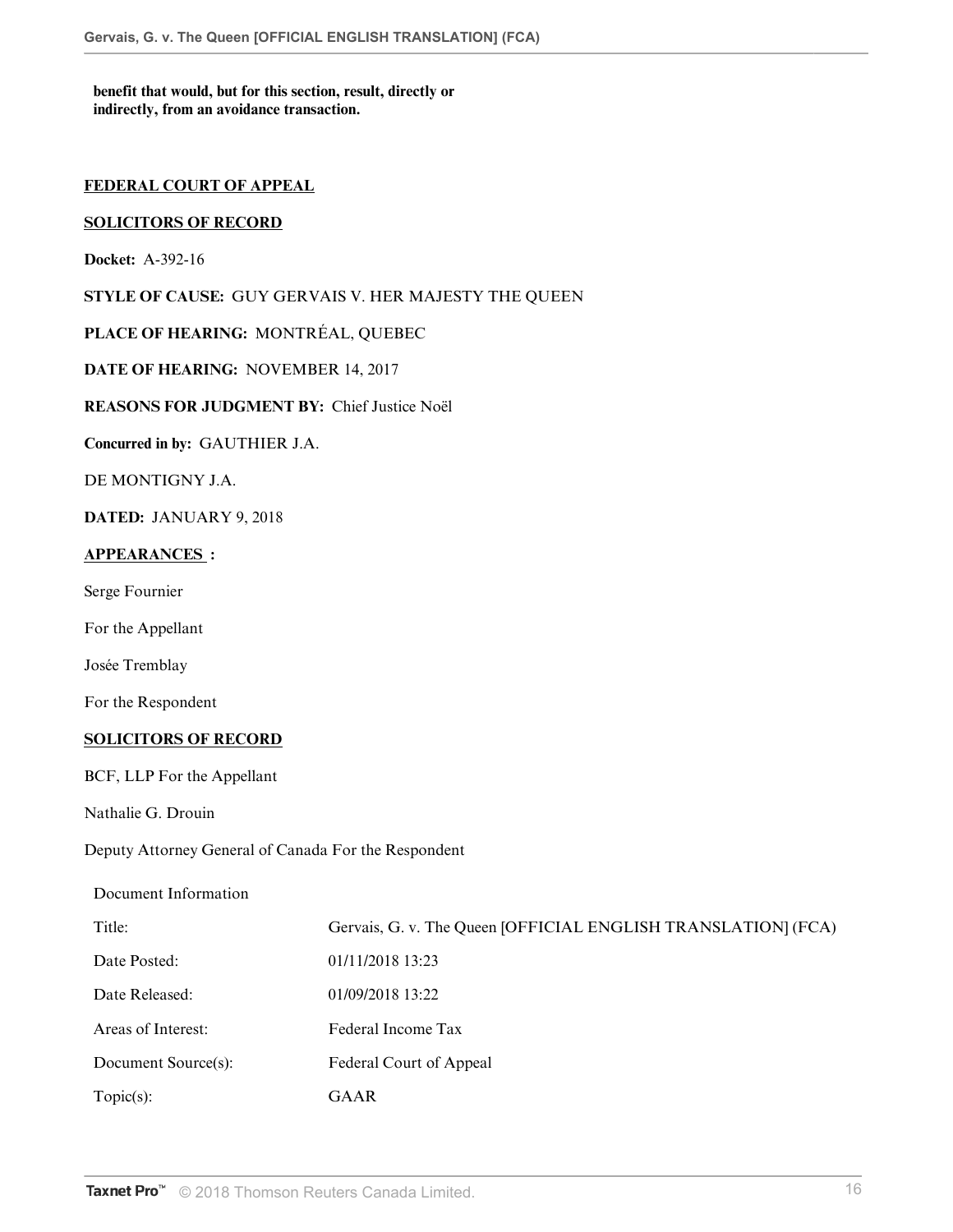**benefit that would, but for this section, result, directly or indirectly, from an avoidance transaction.**

**FEDERAL COURT OF APPEAL**

**SOLICITORS OF RECORD**

**Docket:** A-392-16

**STYLE OF CAUSE:** GUY GERVAIS V. HER MAJESTY THE QUEEN

**PLACE OF HEARING:** MONTRÉAL, QUEBEC

**DATE OF HEARING:** NOVEMBER 14, 2017

**REASONS FOR JUDGMENT BY:** Chief Justice Noël

**Concurred in by:** GAUTHIER J.A.

DE MONTIGNY J.A.

**DATED:** JANUARY 9, 2018

**APPEARANCES :**

Serge Fournier

For the Appellant

Josée Tremblay

For the Respondent

**SOLICITORS OF RECORD**

BCF, LLP For the Appellant

Nathalie G. Drouin

Deputy Attorney General of Canada For the Respondent

Document Information

| | |
|---|---|
| Title: | Gervais, G. v. The Queen [OFFICIAL ENGLISH TRANSLATION] (FCA) |
| Date Posted: | 01/11/2018 13:23 |
| Date Released: | 01/09/2018 13:22 |
| Areas of Interest: | Federal Income Tax |
| Document Source(s): | Federal Court of Appeal |
| Topic(s): | GAAR |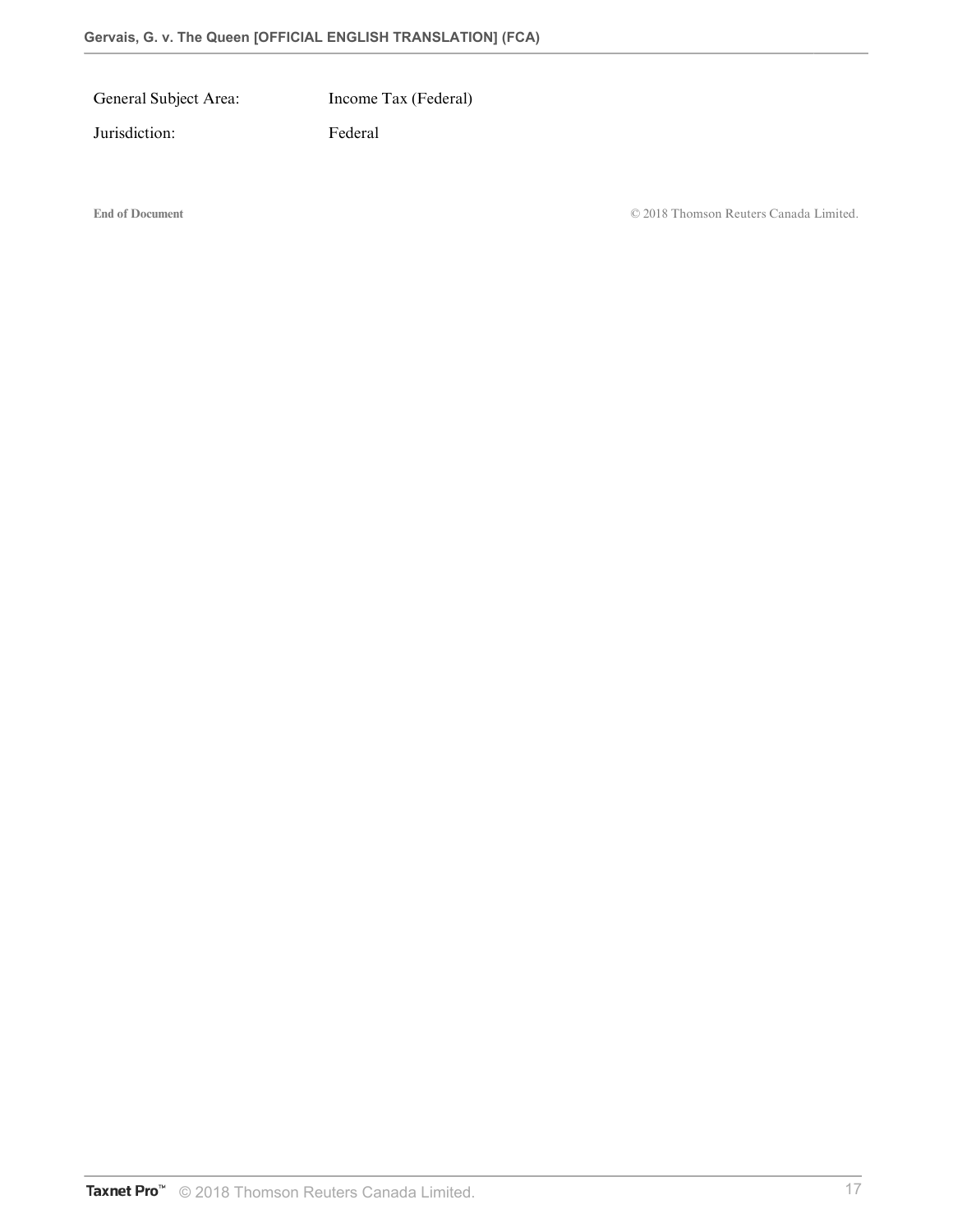| | |
|---|---|
| General Subject Area: | Income Tax (Federal) |
| Jurisdiction: | Federal |

**End of Document** © 2018 Thomson Reuters Canada Limited.